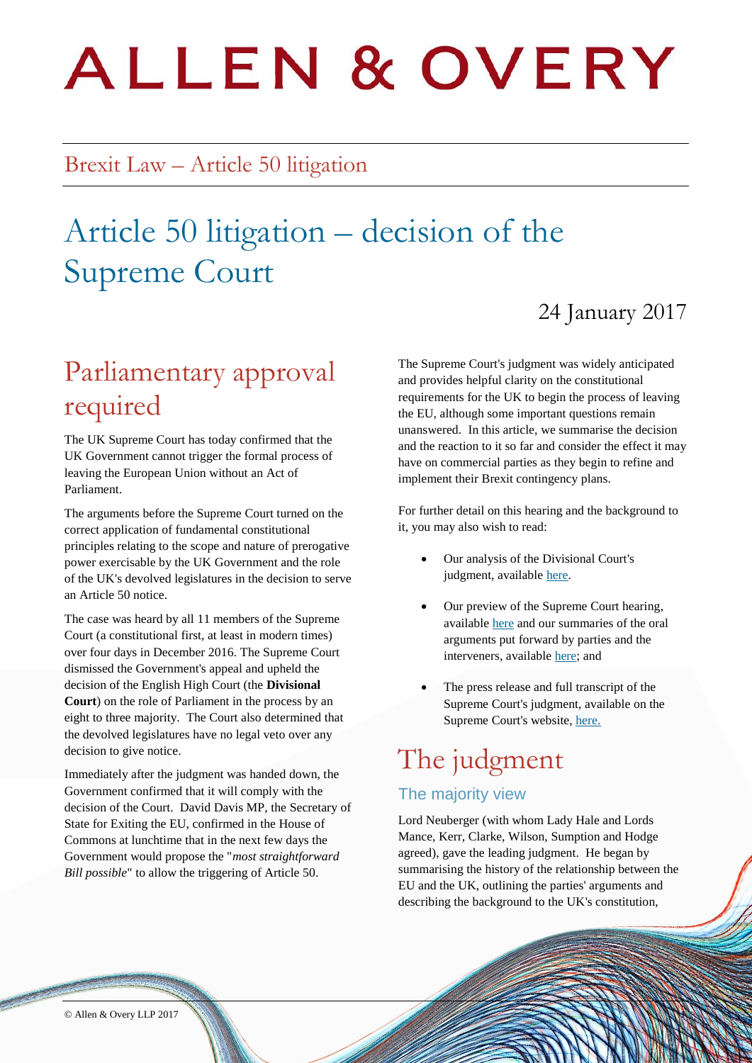# ALLEN & OVERY

Brexit Law – Article 50 litigation

# Article 50 litigation – decision of the Supreme Court

24 January 2017

## Parliamentary approval required

The UK Supreme Court has today confirmed that the UK Government cannot trigger the formal process of leaving the European Union without an Act of Parliament.

The arguments before the Supreme Court turned on the correct application of fundamental constitutional principles relating to the scope and nature of prerogative power exercisable by the UK Government and the role of the UK's devolved legislatures in the decision to serve an Article 50 notice.

The case was heard by all 11 members of the Supreme Court (a constitutional first, at least in modern times) over four days in December 2016. The Supreme Court dismissed the Government's appeal and upheld the decision of the English High Court (the **Divisional Court**) on the role of Parliament in the process by an eight to three majority. The Court also determined that the devolved legislatures have no legal veto over any decision to give notice.

Immediately after the judgment was handed down, the Government confirmed that it will comply with the decision of the Court. David Davis MP, the Secretary of State for Exiting the EU, confirmed in the House of Commons at lunchtime that in the next few days the Government would propose the "*most straightforward Bill possible*" to allow the triggering of Article 50.

The Supreme Court's judgment was widely anticipated and provides helpful clarity on the constitutional requirements for the UK to begin the process of leaving the EU, although some important questions remain unanswered. In this article, we summarise the decision and the reaction to it so far and consider the effect it may have on commercial parties as they begin to refine and implement their Brexit contingency plans.

For further detail on this hearing and the background to it, you may also wish to read:

- Our analysis of the Divisional Court's judgment, available here.
- Our preview of the Supreme Court hearing, available here and our summaries of the oral arguments put forward by parties and the interveners, available here; and
- The press release and full transcript of the Supreme Court's judgment, available on the Supreme Court's website, here.

## The judgment

### The majority view

Lord Neuberger (with whom Lady Hale and Lords Mance, Kerr, Clarke, Wilson, Sumption and Hodge agreed), gave the leading judgment. He began by summarising the history of the relationship between the EU and the UK, outlining the parties' arguments and describing the background to the UK's constitution,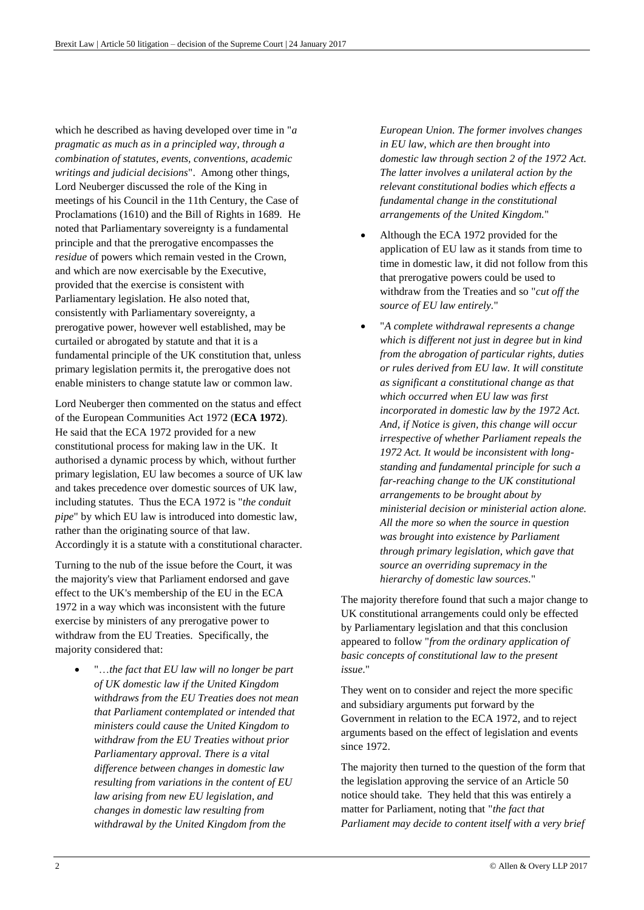which he described as having developed over time in "*a pragmatic as much as in a principled way, through a combination of statutes, events, conventions, academic writings and judicial decisions*". Among other things, Lord Neuberger discussed the role of the King in meetings of his Council in the 11th Century, the Case of Proclamations (1610) and the Bill of Rights in 1689. He noted that Parliamentary sovereignty is a fundamental principle and that the prerogative encompasses the *residue* of powers which remain vested in the Crown, and which are now exercisable by the Executive, provided that the exercise is consistent with Parliamentary legislation. He also noted that, consistently with Parliamentary sovereignty, a prerogative power, however well established, may be curtailed or abrogated by statute and that it is a fundamental principle of the UK constitution that, unless primary legislation permits it, the prerogative does not enable ministers to change statute law or common law.

Lord Neuberger then commented on the status and effect of the European Communities Act 1972 (**ECA 1972**). He said that the ECA 1972 provided for a new constitutional process for making law in the UK. It authorised a dynamic process by which, without further primary legislation, EU law becomes a source of UK law and takes precedence over domestic sources of UK law, including statutes. Thus the ECA 1972 is "*the conduit pipe*" by which EU law is introduced into domestic law, rather than the originating source of that law. Accordingly it is a statute with a constitutional character.

Turning to the nub of the issue before the Court, it was the majority's view that Parliament endorsed and gave effect to the UK's membership of the EU in the ECA 1972 in a way which was inconsistent with the future exercise by ministers of any prerogative power to withdraw from the EU Treaties. Specifically, the majority considered that:

- "…*the fact that EU law will no longer be part of UK domestic law if the United Kingdom withdraws from the EU Treaties does not mean that Parliament contemplated or intended that ministers could cause the United Kingdom to withdraw from the EU Treaties without prior Parliamentary approval. There is a vital difference between changes in domestic law resulting from variations in the content of EU law arising from new EU legislation, and changes in domestic law resulting from withdrawal by the United Kingdom from the European Union. The former involves changes in EU law, which are then brought into domestic law through section 2 of the 1972 Act. The latter involves a unilateral action by the relevant constitutional bodies which effects a fundamental change in the constitutional arrangements of the United Kingdom.*"
- Although the ECA 1972 provided for the application of EU law as it stands from time to time in domestic law, it did not follow from this that prerogative powers could be used to withdraw from the Treaties and so "*cut off the source of EU law entirely.*"
- "*A complete withdrawal represents a change which is different not just in degree but in kind from the abrogation of particular rights, duties or rules derived from EU law. It will constitute as significant a constitutional change as that which occurred when EU law was first incorporated in domestic law by the 1972 Act. And, if Notice is given, this change will occur irrespective of whether Parliament repeals the 1972 Act. It would be inconsistent with long-standing and fundamental principle for such a far-reaching change to the UK constitutional arrangements to be brought about by ministerial decision or ministerial action alone. All the more so when the source in question was brought into existence by Parliament through primary legislation, which gave that source an overriding supremacy in the hierarchy of domestic law sources.*"

The majority therefore found that such a major change to UK constitutional arrangements could only be effected by Parliamentary legislation and that this conclusion appeared to follow "*from the ordinary application of basic concepts of constitutional law to the present issue.*"

They went on to consider and reject the more specific and subsidiary arguments put forward by the Government in relation to the ECA 1972, and to reject arguments based on the effect of legislation and events since 1972.

The majority then turned to the question of the form that the legislation approving the service of an Article 50 notice should take. They held that this was entirely a matter for Parliament, noting that "*the fact that Parliament may decide to content itself with a very brief*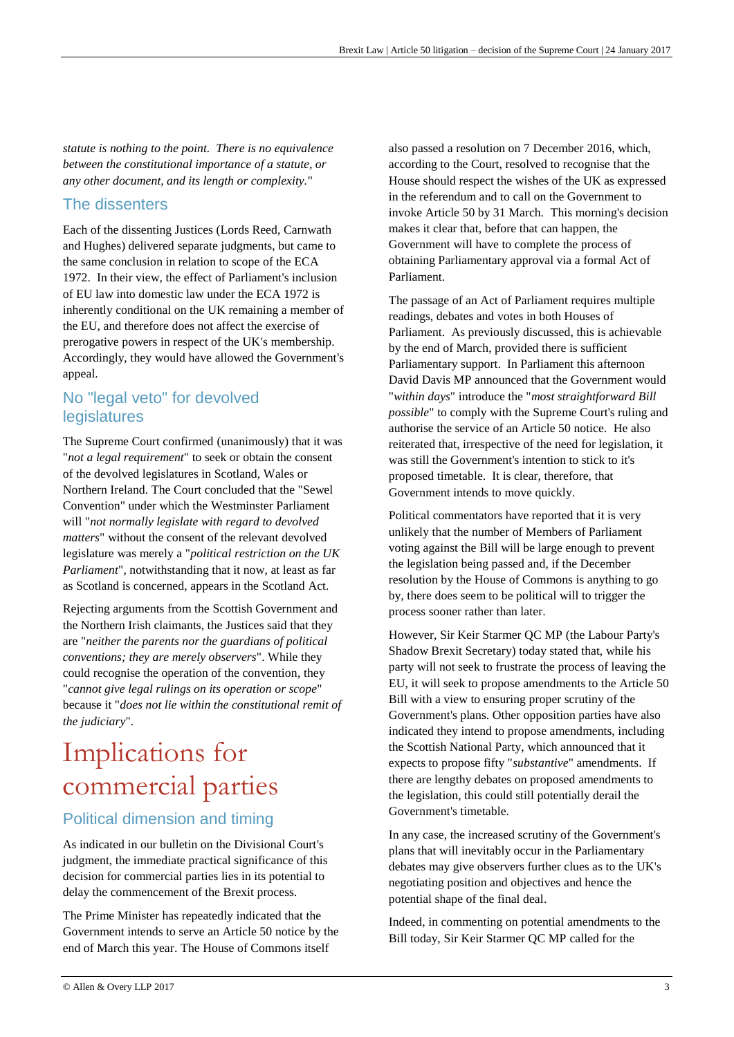*statute is nothing to the point. There is no equivalence between the constitutional importance of a statute, or any other document, and its length or complexity.*"

### The dissenters

Each of the dissenting Justices (Lords Reed, Carnwath and Hughes) delivered separate judgments, but came to the same conclusion in relation to scope of the ECA 1972. In their view, the effect of Parliament's inclusion of EU law into domestic law under the ECA 1972 is inherently conditional on the UK remaining a member of the EU, and therefore does not affect the exercise of prerogative powers in respect of the UK's membership. Accordingly, they would have allowed the Government's appeal.

### No "legal veto" for devolved legislatures

The Supreme Court confirmed (unanimously) that it was "*not a legal requirement*" to seek or obtain the consent of the devolved legislatures in Scotland, Wales or Northern Ireland. The Court concluded that the "Sewel Convention" under which the Westminster Parliament will "*not normally legislate with regard to devolved matters*" without the consent of the relevant devolved legislature was merely a "*political restriction on the UK Parliament*", notwithstanding that it now, at least as far as Scotland is concerned, appears in the Scotland Act.

Rejecting arguments from the Scottish Government and the Northern Irish claimants, the Justices said that they are "*neither the parents nor the guardians of political conventions; they are merely observers*". While they could recognise the operation of the convention, they "*cannot give legal rulings on its operation or scope*" because it "*does not lie within the constitutional remit of the judiciary*".

## Implications for commercial parties

### Political dimension and timing

As indicated in our bulletin on the Divisional Court's judgment, the immediate practical significance of this decision for commercial parties lies in its potential to delay the commencement of the Brexit process.

The Prime Minister has repeatedly indicated that the Government intends to serve an Article 50 notice by the end of March this year. The House of Commons itself also passed a resolution on 7 December 2016, which, according to the Court, resolved to recognise that the House should respect the wishes of the UK as expressed in the referendum and to call on the Government to invoke Article 50 by 31 March. This morning's decision makes it clear that, before that can happen, the Government will have to complete the process of obtaining Parliamentary approval via a formal Act of Parliament.

The passage of an Act of Parliament requires multiple readings, debates and votes in both Houses of Parliament. As previously discussed, this is achievable by the end of March, provided there is sufficient Parliamentary support. In Parliament this afternoon David Davis MP announced that the Government would "*within days*" introduce the "*most straightforward Bill possible*" to comply with the Supreme Court's ruling and authorise the service of an Article 50 notice. He also reiterated that, irrespective of the need for legislation, it was still the Government's intention to stick to it's proposed timetable. It is clear, therefore, that Government intends to move quickly.

Political commentators have reported that it is very unlikely that the number of Members of Parliament voting against the Bill will be large enough to prevent the legislation being passed and, if the December resolution by the House of Commons is anything to go by, there does seem to be political will to trigger the process sooner rather than later.

However, Sir Keir Starmer QC MP (the Labour Party's Shadow Brexit Secretary) today stated that, while his party will not seek to frustrate the process of leaving the EU, it will seek to propose amendments to the Article 50 Bill with a view to ensuring proper scrutiny of the Government's plans. Other opposition parties have also indicated they intend to propose amendments, including the Scottish National Party, which announced that it expects to propose fifty "*substantive*" amendments. If there are lengthy debates on proposed amendments to the legislation, this could still potentially derail the Government's timetable.

In any case, the increased scrutiny of the Government's plans that will inevitably occur in the Parliamentary debates may give observers further clues as to the UK's negotiating position and objectives and hence the potential shape of the final deal.

Indeed, in commenting on potential amendments to the Bill today, Sir Keir Starmer QC MP called for the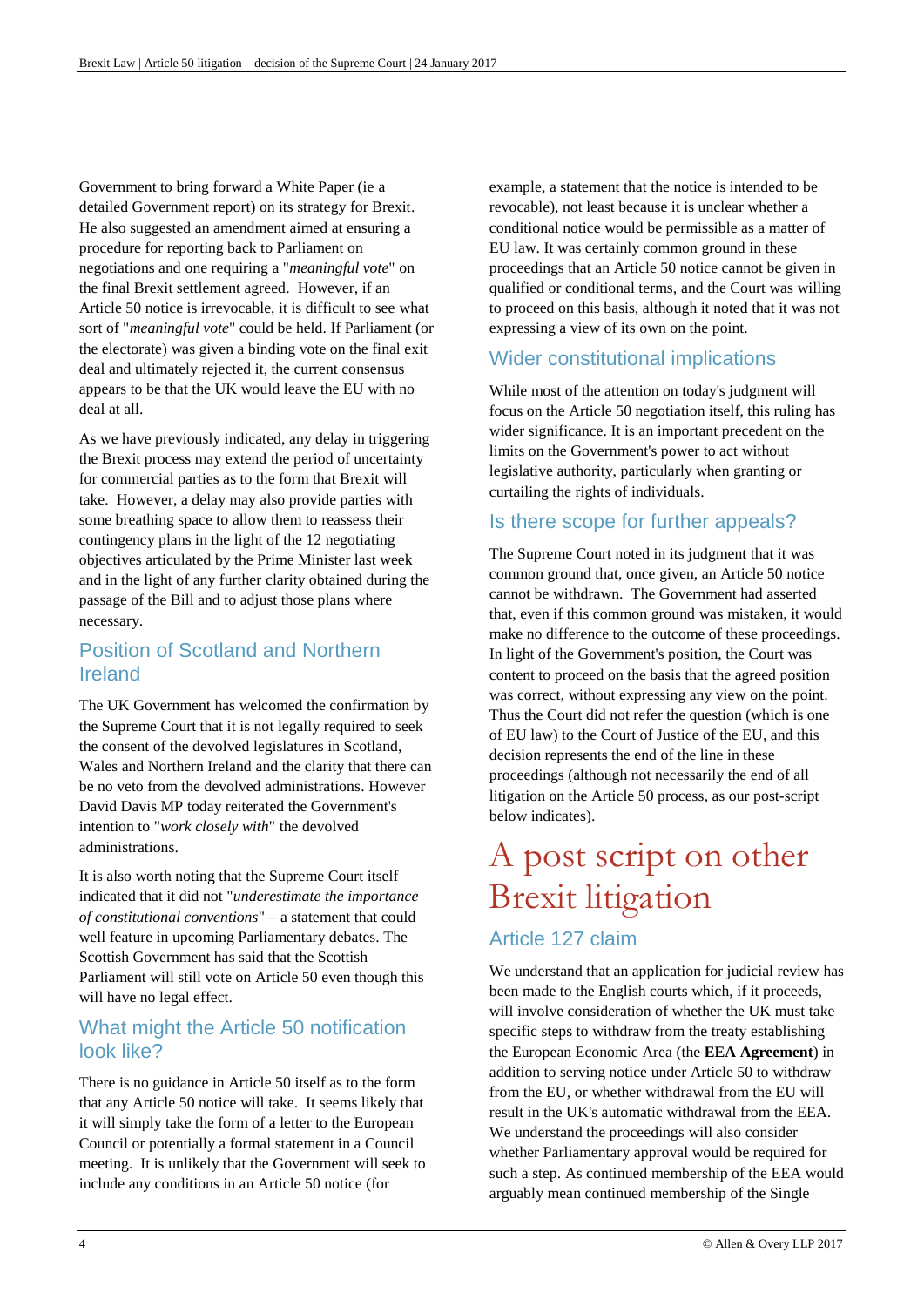Government to bring forward a White Paper (ie a detailed Government report) on its strategy for Brexit. He also suggested an amendment aimed at ensuring a procedure for reporting back to Parliament on negotiations and one requiring a "*meaningful vote*" on the final Brexit settlement agreed. However, if an Article 50 notice is irrevocable, it is difficult to see what sort of "*meaningful vote*" could be held. If Parliament (or the electorate) was given a binding vote on the final exit deal and ultimately rejected it, the current consensus appears to be that the UK would leave the EU with no deal at all.

As we have previously indicated, any delay in triggering the Brexit process may extend the period of uncertainty for commercial parties as to the form that Brexit will take. However, a delay may also provide parties with some breathing space to allow them to reassess their contingency plans in the light of the 12 negotiating objectives articulated by the Prime Minister last week and in the light of any further clarity obtained during the passage of the Bill and to adjust those plans where necessary.

## Position of Scotland and Northern Ireland

The UK Government has welcomed the confirmation by the Supreme Court that it is not legally required to seek the consent of the devolved legislatures in Scotland, Wales and Northern Ireland and the clarity that there can be no veto from the devolved administrations. However David Davis MP today reiterated the Government's intention to "*work closely with*" the devolved administrations.

It is also worth noting that the Supreme Court itself indicated that it did not "*underestimate the importance of constitutional conventions*" – a statement that could well feature in upcoming Parliamentary debates. The Scottish Government has said that the Scottish Parliament will still vote on Article 50 even though this will have no legal effect.

## What might the Article 50 notification look like?

There is no guidance in Article 50 itself as to the form that any Article 50 notice will take. It seems likely that it will simply take the form of a letter to the European Council or potentially a formal statement in a Council meeting. It is unlikely that the Government will seek to include any conditions in an Article 50 notice (for example, a statement that the notice is intended to be revocable), not least because it is unclear whether a conditional notice would be permissible as a matter of EU law. It was certainly common ground in these proceedings that an Article 50 notice cannot be given in qualified or conditional terms, and the Court was willing to proceed on this basis, although it noted that it was not expressing a view of its own on the point.

## Wider constitutional implications

While most of the attention on today's judgment will focus on the Article 50 negotiation itself, this ruling has wider significance. It is an important precedent on the limits on the Government's power to act without legislative authority, particularly when granting or curtailing the rights of individuals.

## Is there scope for further appeals?

The Supreme Court noted in its judgment that it was common ground that, once given, an Article 50 notice cannot be withdrawn. The Government had asserted that, even if this common ground was mistaken, it would make no difference to the outcome of these proceedings. In light of the Government's position, the Court was content to proceed on the basis that the agreed position was correct, without expressing any view on the point. Thus the Court did not refer the question (which is one of EU law) to the Court of Justice of the EU, and this decision represents the end of the line in these proceedings (although not necessarily the end of all litigation on the Article 50 process, as our post-script below indicates).

# A post script on other Brexit litigation

## Article 127 claim

We understand that an application for judicial review has been made to the English courts which, if it proceeds, will involve consideration of whether the UK must take specific steps to withdraw from the treaty establishing the European Economic Area (the **EEA Agreement**) in addition to serving notice under Article 50 to withdraw from the EU, or whether withdrawal from the EU will result in the UK's automatic withdrawal from the EEA. We understand the proceedings will also consider whether Parliamentary approval would be required for such a step. As continued membership of the EEA would arguably mean continued membership of the Single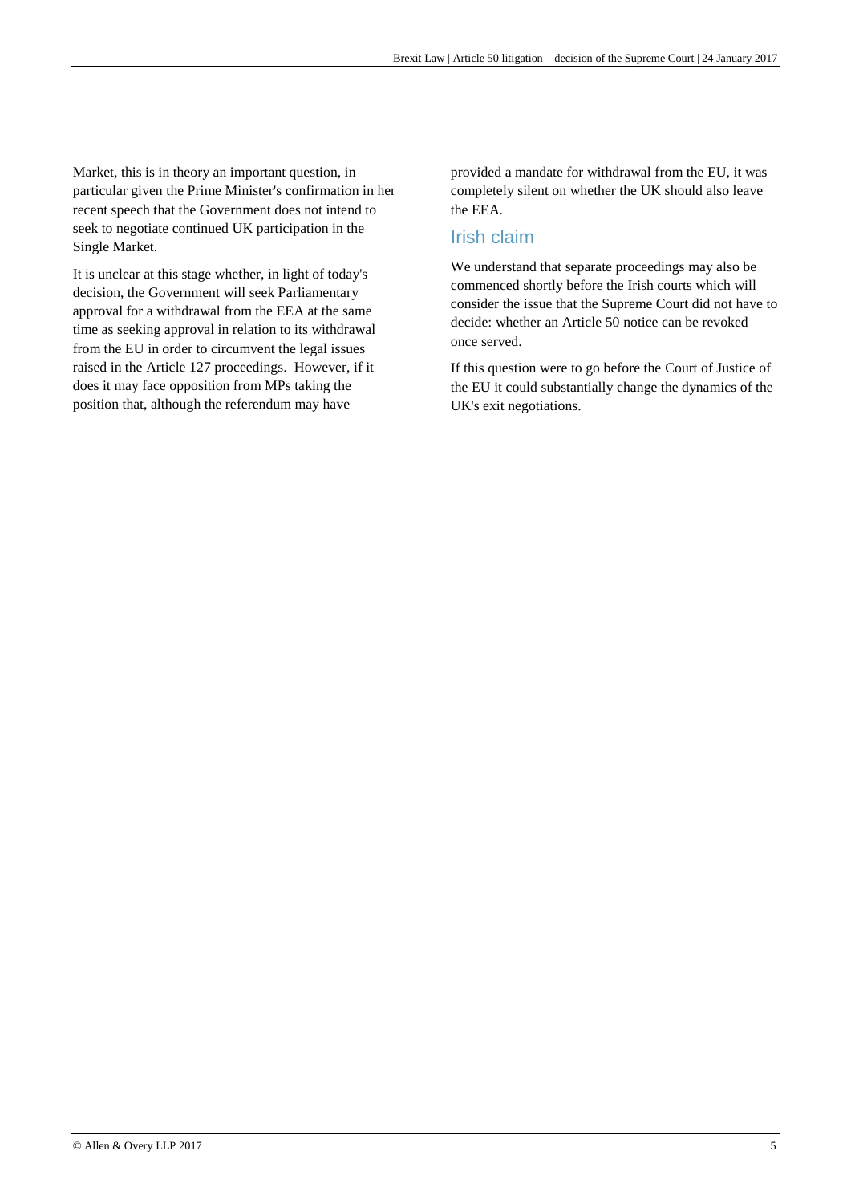Market, this is in theory an important question, in particular given the Prime Minister's confirmation in her recent speech that the Government does not intend to seek to negotiate continued UK participation in the Single Market.

It is unclear at this stage whether, in light of today's decision, the Government will seek Parliamentary approval for a withdrawal from the EEA at the same time as seeking approval in relation to its withdrawal from the EU in order to circumvent the legal issues raised in the Article 127 proceedings. However, if it does it may face opposition from MPs taking the position that, although the referendum may have provided a mandate for withdrawal from the EU, it was completely silent on whether the UK should also leave the EEA.

## Irish claim

We understand that separate proceedings may also be commenced shortly before the Irish courts which will consider the issue that the Supreme Court did not have to decide: whether an Article 50 notice can be revoked once served.

If this question were to go before the Court of Justice of the EU it could substantially change the dynamics of the UK's exit negotiations.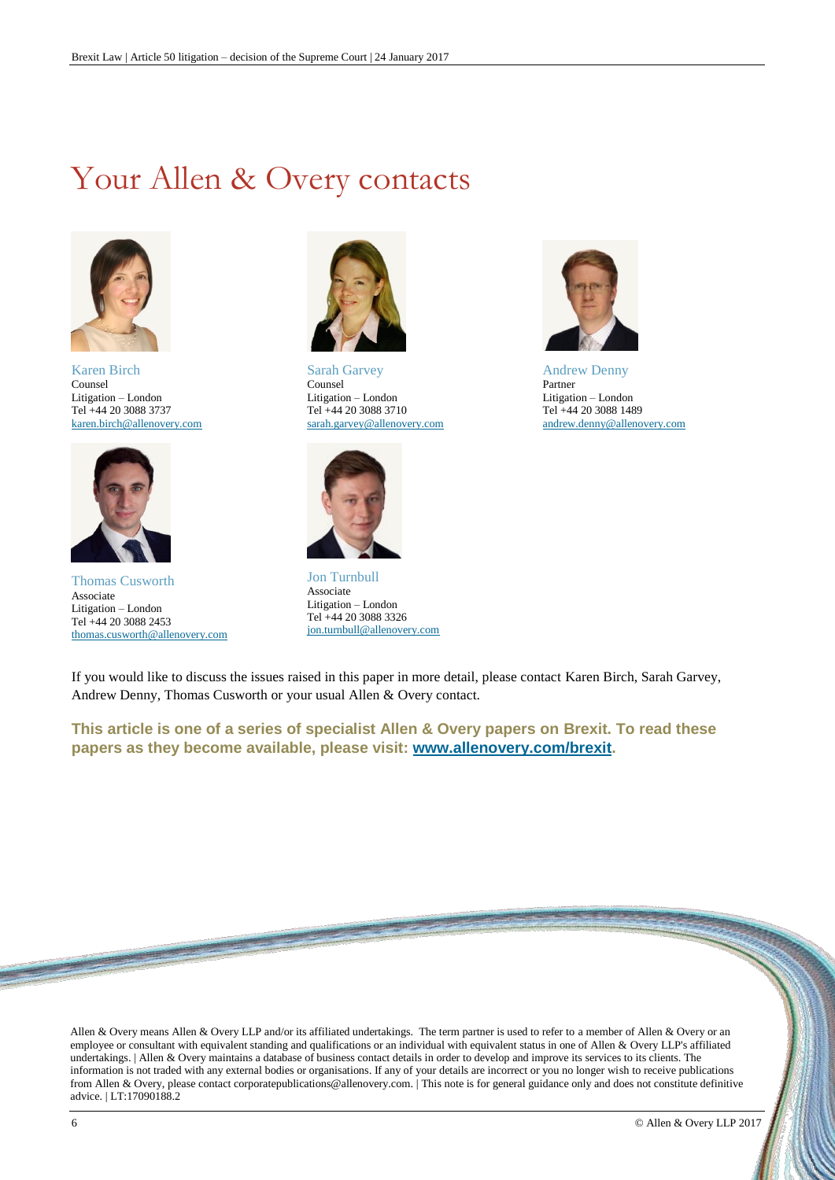# Your Allen & Overy contacts

Karen Birch
Counsel
Litigation – London
Tel +44 20 3088 3737
karen.birch@allenovery.com

Sarah Garvey
Counsel
Litigation – London
Tel +44 20 3088 3710
sarah.garvey@allenovery.com

Andrew Denny
Partner
Litigation – London
Tel +44 20 3088 1489
andrew.denny@allenovery.com

Thomas Cusworth
Associate
Litigation – London
Tel +44 20 3088 2453
thomas.cusworth@allenovery.com

Jon Turnbull
Associate
Litigation – London
Tel +44 20 3088 3326
jon.turnbull@allenovery.com

If you would like to discuss the issues raised in this paper in more detail, please contact Karen Birch, Sarah Garvey, Andrew Denny, Thomas Cusworth or your usual Allen & Overy contact.

**This article is one of a series of specialist Allen & Overy papers on Brexit. To read these papers as they become available, please visit: www.allenovery.com/brexit.**

Allen & Overy means Allen & Overy LLP and/or its affiliated undertakings. The term partner is used to refer to a member of Allen & Overy or an employee or consultant with equivalent standing and qualifications or an individual with equivalent status in one of Allen & Overy LLP's affiliated undertakings. | Allen & Overy maintains a database of business contact details in order to develop and improve its services to its clients. The information is not traded with any external bodies or organisations. If any of your details are incorrect or you no longer wish to receive publications from Allen & Overy, please contact corporatepublications@allenovery.com. | This note is for general guidance only and does not constitute definitive advice. | LT:17090188.2

© Allen & Overy LLP 2017